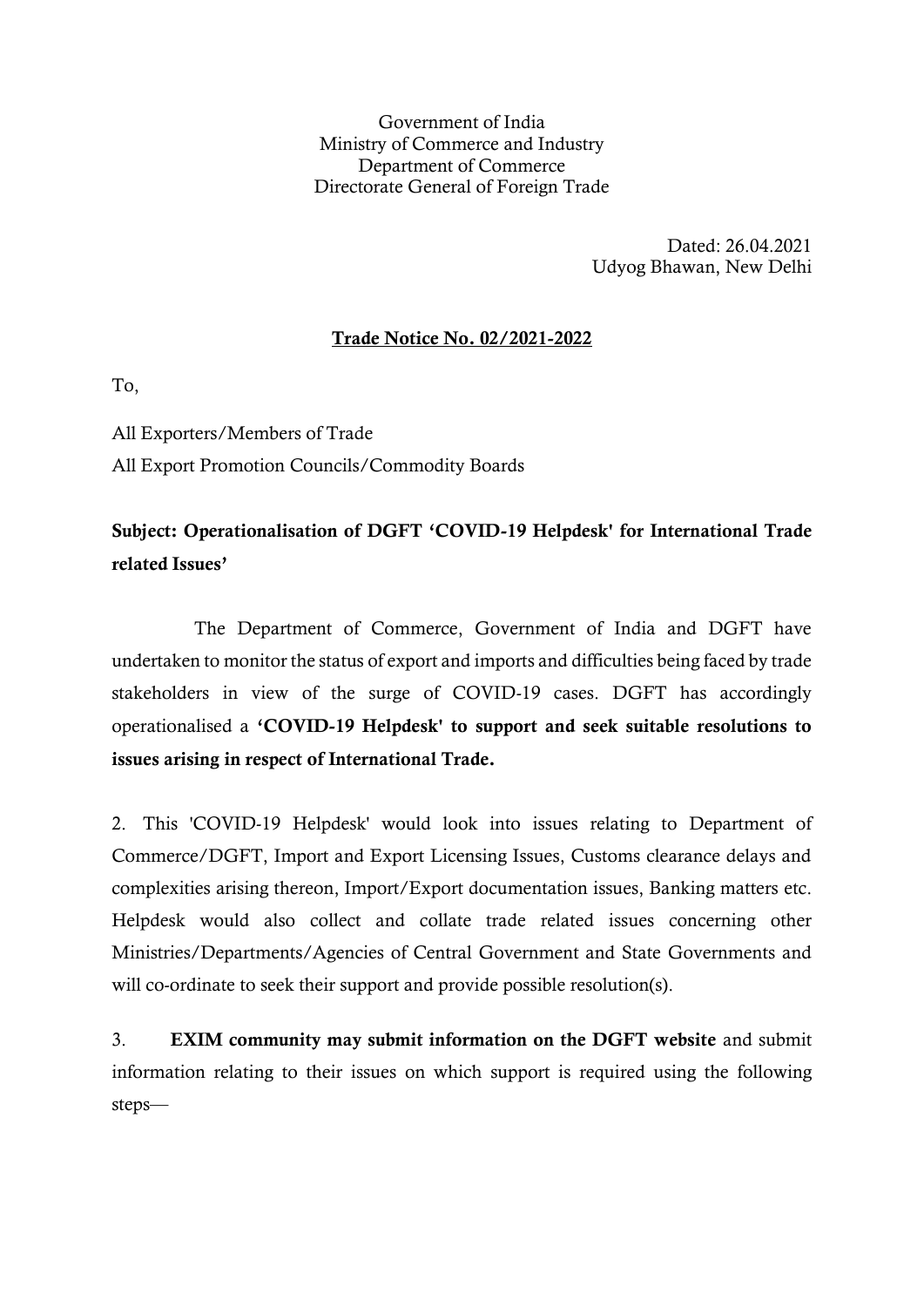Government of India
Ministry of Commerce and Industry
Department of Commerce
Directorate General of Foreign Trade

Dated: 26.04.2021
Udyog Bhawan, New Delhi

**Trade Notice No. 02/2021-2022**

To,

All Exporters/Members of Trade
All Export Promotion Councils/Commodity Boards

**Subject: Operationalisation of DGFT 'COVID-19 Helpdesk' for International Trade related Issues'**

The Department of Commerce, Government of India and DGFT have undertaken to monitor the status of export and imports and difficulties being faced by trade stakeholders in view of the surge of COVID-19 cases. DGFT has accordingly operationalised a **'COVID-19 Helpdesk' to support and seek suitable resolutions to issues arising in respect of International Trade.**

2. This 'COVID-19 Helpdesk' would look into issues relating to Department of Commerce/DGFT, Import and Export Licensing Issues, Customs clearance delays and complexities arising thereon, Import/Export documentation issues, Banking matters etc. Helpdesk would also collect and collate trade related issues concerning other Ministries/Departments/Agencies of Central Government and State Governments and will co-ordinate to seek their support and provide possible resolution(s).

3. **EXIM community may submit information on the DGFT website** and submit information relating to their issues on which support is required using the following steps—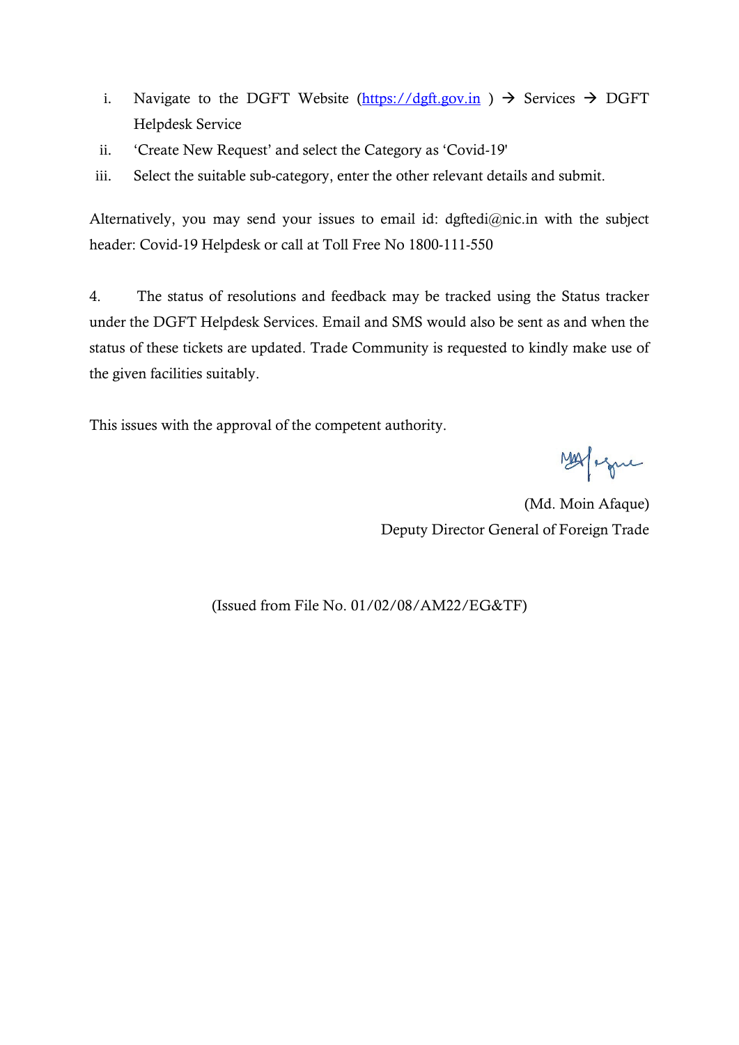i. Navigate to the DGFT Website (https://dgft.gov.in ) → Services → DGFT Helpdesk Service
ii. 'Create New Request' and select the Category as 'Covid-19'
iii. Select the suitable sub-category, enter the other relevant details and submit.

Alternatively, you may send your issues to email id: dgftedi@nic.in with the subject header: Covid-19 Helpdesk or call at Toll Free No 1800-111-550

4. The status of resolutions and feedback may be tracked using the Status tracker under the DGFT Helpdesk Services. Email and SMS would also be sent as and when the status of these tickets are updated. Trade Community is requested to kindly make use of the given facilities suitably.

This issues with the approval of the competent authority.

(Md. Moin Afaque)
Deputy Director General of Foreign Trade

(Issued from File No. 01/02/08/AM22/EG&TF)